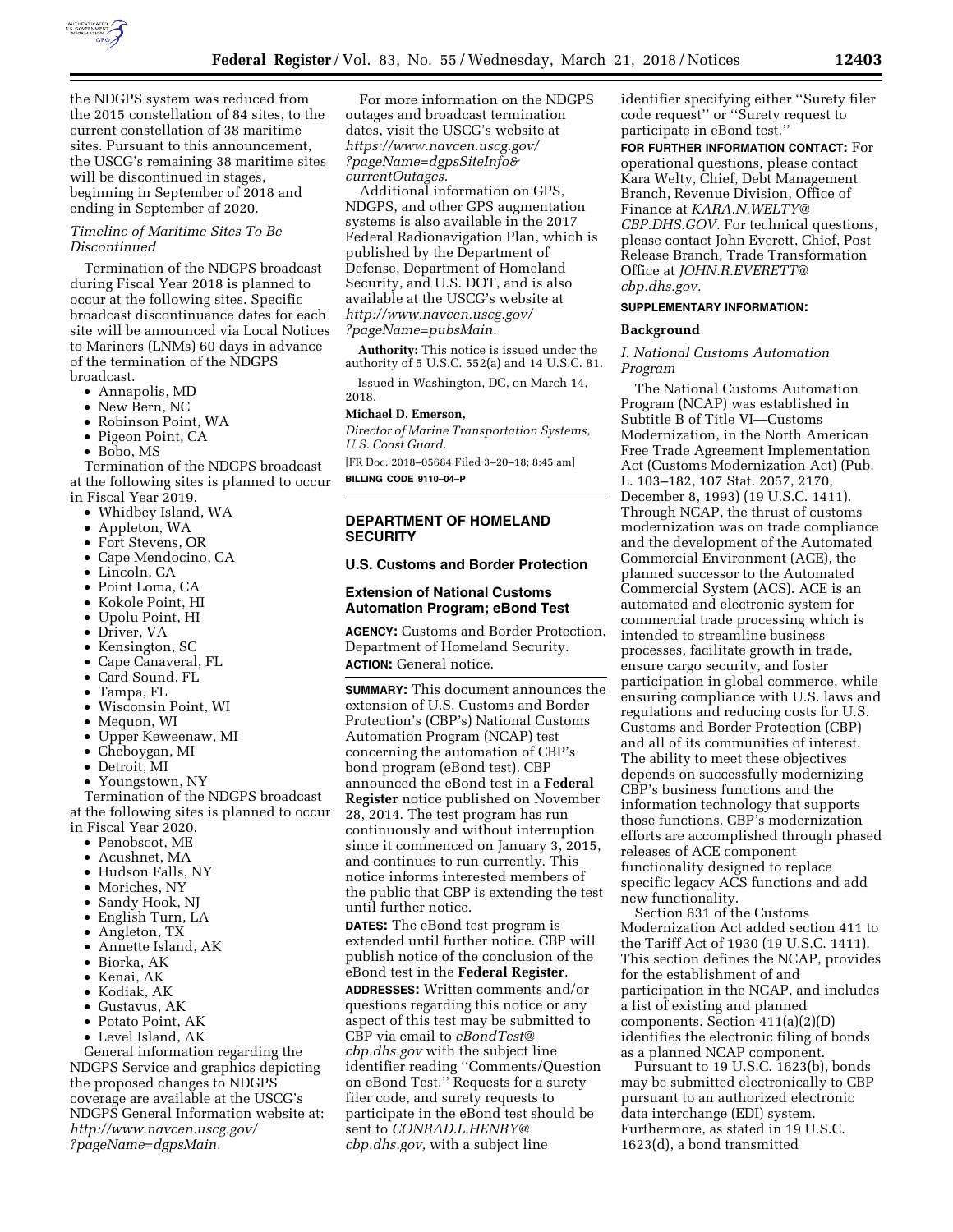the NDGPS system was reduced from the 2015 constellation of 84 sites, to the current constellation of 38 maritime sites. Pursuant to this announcement, the USCG's remaining 38 maritime sites will be discontinued in stages, beginning in September of 2018 and ending in September of 2020.

*Timeline of Maritime Sites To Be Discontinued*

Termination of the NDGPS broadcast during Fiscal Year 2018 is planned to occur at the following sites. Specific broadcast discontinuance dates for each site will be announced via Local Notices to Mariners (LNMs) 60 days in advance of the termination of the NDGPS broadcast.

- Annapolis, MD
- New Bern, NC
- Robinson Point, WA
- Pigeon Point, CA
- Bobo, MS

Termination of the NDGPS broadcast at the following sites is planned to occur in Fiscal Year 2019.

- Whidbey Island, WA
- Appleton, WA
- Fort Stevens, OR
- Cape Mendocino, CA
- Lincoln, CA
- Point Loma, CA
- Kokole Point, HI
- Upolu Point, HI
- Driver, VA
- Kensington, SC
- Cape Canaveral, FL
- Card Sound, FL
- Tampa, FL
- Wisconsin Point, WI
- Mequon, WI
- Upper Keweenaw, MI
- Cheboygan, MI
- Detroit, MI
- Youngstown, NY

Termination of the NDGPS broadcast at the following sites is planned to occur in Fiscal Year 2020.

- Penobscot, ME
- Acushnet, MA
- Hudson Falls, NY
- Moriches, NY
- Sandy Hook, NJ
- English Turn, LA
- Angleton, TX
- Annette Island, AK
- Biorka, AK
- Kenai, AK
- Kodiak, AK
- Gustavus, AK
- Potato Point, AK
- Level Island, AK

General information regarding the NDGPS Service and graphics depicting the proposed changes to NDGPS coverage are available at the USCG's NDGPS General Information website at: *http://www.navcen.uscg.gov/?pageName=dgpsMain.*

For more information on the NDGPS outages and broadcast termination dates, visit the USCG's website at *https://www.navcen.uscg.gov/?pageName=dgpsSiteInfo&currentOutages.*

Additional information on GPS, NDGPS, and other GPS augmentation systems is also available in the 2017 Federal Radionavigation Plan, which is published by the Department of Defense, Department of Homeland Security, and U.S. DOT, and is also available at the USCG's website at *http://www.navcen.uscg.gov/?pageName=pubsMain.*

**Authority:** This notice is issued under the authority of 5 U.S.C. 552(a) and 14 U.S.C. 81.

Issued in Washington, DC, on March 14, 2018.

**Michael D. Emerson,**

*Director of Marine Transportation Systems, U.S. Coast Guard.*

[FR Doc. 2018–05684 Filed 3–20–18; 8:45 am]

**BILLING CODE 9110–04–P**

## DEPARTMENT OF HOMELAND SECURITY

### U.S. Customs and Border Protection

### Extension of National Customs Automation Program; eBond Test

**AGENCY:** Customs and Border Protection, Department of Homeland Security.

**ACTION:** General notice.

**SUMMARY:** This document announces the extension of U.S. Customs and Border Protection's (CBP's) National Customs Automation Program (NCAP) test concerning the automation of CBP's bond program (eBond test). CBP announced the eBond test in a **Federal Register** notice published on November 28, 2014. The test program has run continuously and without interruption since it commenced on January 3, 2015, and continues to run currently. This notice informs interested members of the public that CBP is extending the test until further notice.

**DATES:** The eBond test program is extended until further notice. CBP will publish notice of the conclusion of the eBond test in the **Federal Register**.

**ADDRESSES:** Written comments and/or questions regarding this notice or any aspect of this test may be submitted to CBP via email to *eBondTest@cbp.dhs.gov* with the subject line identifier reading "Comments/Question on eBond Test." Requests for a surety filer code, and surety requests to participate in the eBond test should be sent to *CONRAD.L.HENRY@cbp.dhs.gov,* with a subject line identifier specifying either "Surety filer code request" or "Surety request to participate in eBond test."

**FOR FURTHER INFORMATION CONTACT:** For operational questions, please contact Kara Welty, Chief, Debt Management Branch, Revenue Division, Office of Finance at *KARA.N.WELTY@CBP.DHS.GOV.* For technical questions, please contact John Everett, Chief, Post Release Branch, Trade Transformation Office at *JOHN.R.EVERETT@cbp.dhs.gov.*

**SUPPLEMENTARY INFORMATION:**

### Background

*I. National Customs Automation Program*

The National Customs Automation Program (NCAP) was established in Subtitle B of Title VI—Customs Modernization, in the North American Free Trade Agreement Implementation Act (Customs Modernization Act) (Pub. L. 103–182, 107 Stat. 2057, 2170, December 8, 1993) (19 U.S.C. 1411). Through NCAP, the thrust of customs modernization was on trade compliance and the development of the Automated Commercial Environment (ACE), the planned successor to the Automated Commercial System (ACS). ACE is an automated and electronic system for commercial trade processing which is intended to streamline business processes, facilitate growth in trade, ensure cargo security, and foster participation in global commerce, while ensuring compliance with U.S. laws and regulations and reducing costs for U.S. Customs and Border Protection (CBP) and all of its communities of interest. The ability to meet these objectives depends on successfully modernizing CBP's business functions and the information technology that supports those functions. CBP's modernization efforts are accomplished through phased releases of ACE component functionality designed to replace specific legacy ACS functions and add new functionality.

Section 631 of the Customs Modernization Act added section 411 to the Tariff Act of 1930 (19 U.S.C. 1411). This section defines the NCAP, provides for the establishment of and participation in the NCAP, and includes a list of existing and planned components. Section 411(a)(2)(D) identifies the electronic filing of bonds as a planned NCAP component.

Pursuant to 19 U.S.C. 1623(b), bonds may be submitted electronically to CBP pursuant to an authorized electronic data interchange (EDI) system. Furthermore, as stated in 19 U.S.C. 1623(d), a bond transmitted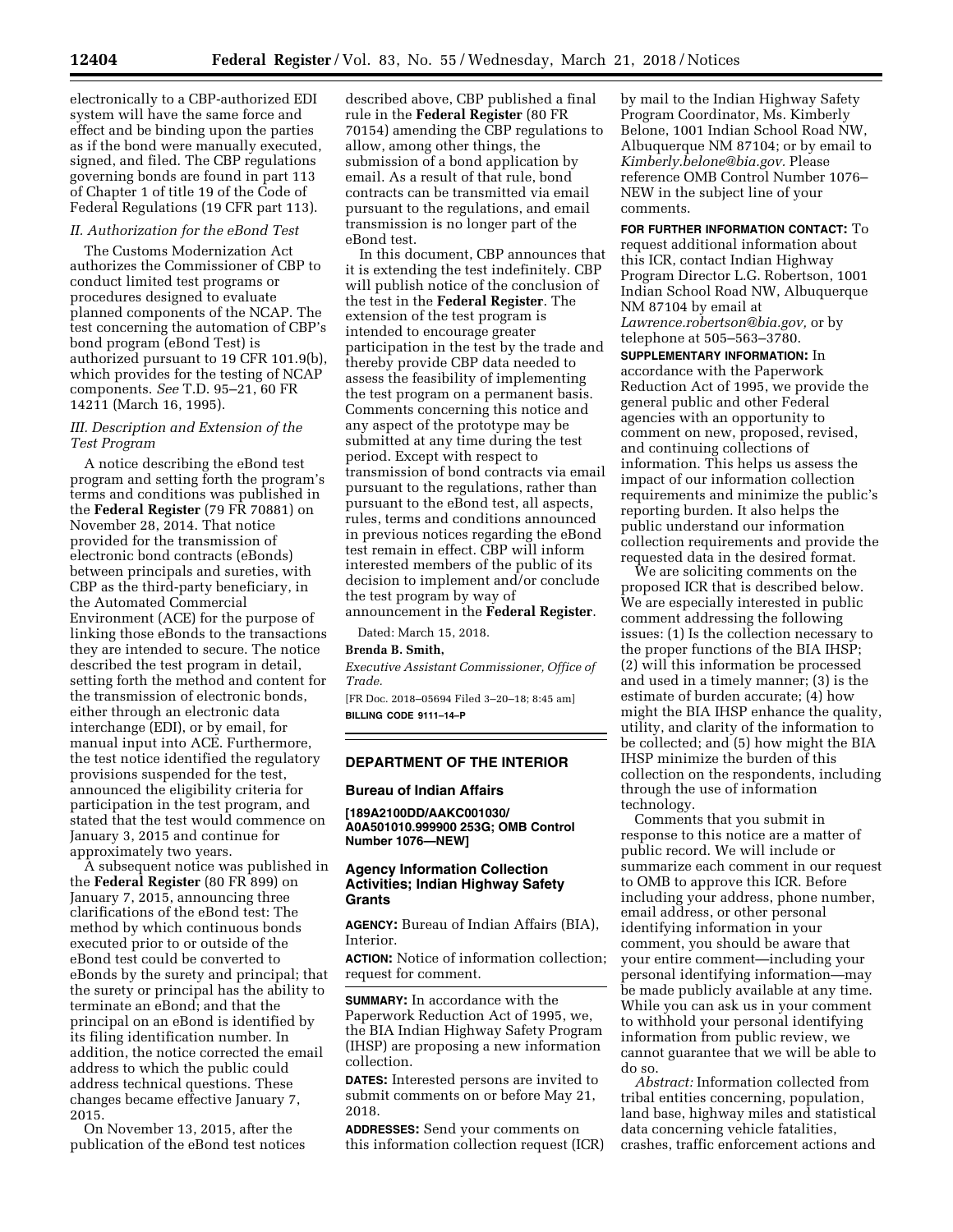electronically to a CBP-authorized EDI system will have the same force and effect and be binding upon the parties as if the bond were manually executed, signed, and filed. The CBP regulations governing bonds are found in part 113 of Chapter 1 of title 19 of the Code of Federal Regulations (19 CFR part 113).

### II. Authorization for the eBond Test

The Customs Modernization Act authorizes the Commissioner of CBP to conduct limited test programs or procedures designed to evaluate planned components of the NCAP. The test concerning the automation of CBP's bond program (eBond Test) is authorized pursuant to 19 CFR 101.9(b), which provides for the testing of NCAP components. *See* T.D. 95–21, 60 FR 14211 (March 16, 1995).

### III. Description and Extension of the Test Program

A notice describing the eBond test program and setting forth the program's terms and conditions was published in the **Federal Register** (79 FR 70881) on November 28, 2014. That notice provided for the transmission of electronic bond contracts (eBonds) between principals and sureties, with CBP as the third-party beneficiary, in the Automated Commercial Environment (ACE) for the purpose of linking those eBonds to the transactions they are intended to secure. The notice described the test program in detail, setting forth the method and content for the transmission of electronic bonds, either through an electronic data interchange (EDI), or by email, for manual input into ACE. Furthermore, the test notice identified the regulatory provisions suspended for the test, announced the eligibility criteria for participation in the test program, and stated that the test would commence on January 3, 2015 and continue for approximately two years.

A subsequent notice was published in the **Federal Register** (80 FR 899) on January 7, 2015, announcing three clarifications of the eBond test: The method by which continuous bonds executed prior to or outside of the eBond test could be converted to eBonds by the surety and principal; that the surety or principal has the ability to terminate an eBond; and that the principal on an eBond is identified by its filing identification number. In addition, the notice corrected the email address to which the public could address technical questions. These changes became effective January 7, 2015.

On November 13, 2015, after the publication of the eBond test notices described above, CBP published a final rule in the **Federal Register** (80 FR 70154) amending the CBP regulations to allow, among other things, the submission of a bond application by email. As a result of that rule, bond contracts can be transmitted via email pursuant to the regulations, and email transmission is no longer part of the eBond test.

In this document, CBP announces that it is extending the test indefinitely. CBP will publish notice of the conclusion of the test in the **Federal Register**. The extension of the test program is intended to encourage greater participation in the test by the trade and thereby provide CBP data needed to assess the feasibility of implementing the test program on a permanent basis. Comments concerning this notice and any aspect of the prototype may be submitted at any time during the test period. Except with respect to transmission of bond contracts via email pursuant to the regulations, rather than pursuant to the eBond test, all aspects, rules, terms and conditions announced in previous notices regarding the eBond test remain in effect. CBP will inform interested members of the public of its decision to implement and/or conclude the test program by way of announcement in the **Federal Register**.

Dated: March 15, 2018.

**Brenda B. Smith,**

*Executive Assistant Commissioner, Office of Trade.*

[FR Doc. 2018–05694 Filed 3–20–18; 8:45 am]

**BILLING CODE 9111–14–P**

## DEPARTMENT OF THE INTERIOR

### Bureau of Indian Affairs

**[189A2100DD/AAKC001030/A0A501010.999900 253G; OMB Control Number 1076—NEW]**

### Agency Information Collection Activities; Indian Highway Safety Grants

**AGENCY:** Bureau of Indian Affairs (BIA), Interior.

**ACTION:** Notice of information collection; request for comment.

**SUMMARY:** In accordance with the Paperwork Reduction Act of 1995, we, the BIA Indian Highway Safety Program (IHSP) are proposing a new information collection.

**DATES:** Interested persons are invited to submit comments on or before May 21, 2018.

**ADDRESSES:** Send your comments on this information collection request (ICR) by mail to the Indian Highway Safety Program Coordinator, Ms. Kimberly Belone, 1001 Indian School Road NW, Albuquerque NM 87104; or by email to *Kimberly.belone@bia.gov.* Please reference OMB Control Number 1076–NEW in the subject line of your comments.

**FOR FURTHER INFORMATION CONTACT:** To request additional information about this ICR, contact Indian Highway Program Director L.G. Robertson, 1001 Indian School Road NW, Albuquerque NM 87104 by email at *Lawrence.robertson@bia.gov,* or by telephone at 505–563–3780.

**SUPPLEMENTARY INFORMATION:** In accordance with the Paperwork Reduction Act of 1995, we provide the general public and other Federal agencies with an opportunity to comment on new, proposed, revised, and continuing collections of information. This helps us assess the impact of our information collection requirements and minimize the public's reporting burden. It also helps the public understand our information collection requirements and provide the requested data in the desired format.

We are soliciting comments on the proposed ICR that is described below. We are especially interested in public comment addressing the following issues: (1) Is the collection necessary to the proper functions of the BIA IHSP; (2) will this information be processed and used in a timely manner; (3) is the estimate of burden accurate; (4) how might the BIA IHSP enhance the quality, utility, and clarity of the information to be collected; and (5) how might the BIA IHSP minimize the burden of this collection on the respondents, including through the use of information technology.

Comments that you submit in response to this notice are a matter of public record. We will include or summarize each comment in our request to OMB to approve this ICR. Before including your address, phone number, email address, or other personal identifying information in your comment, you should be aware that your entire comment—including your personal identifying information—may be made publicly available at any time. While you can ask us in your comment to withhold your personal identifying information from public review, we cannot guarantee that we will be able to do so.

*Abstract:* Information collected from tribal entities concerning, population, land base, highway vehicle miles and statistical data concerning vehicle fatalities, crashes, traffic enforcement actions and